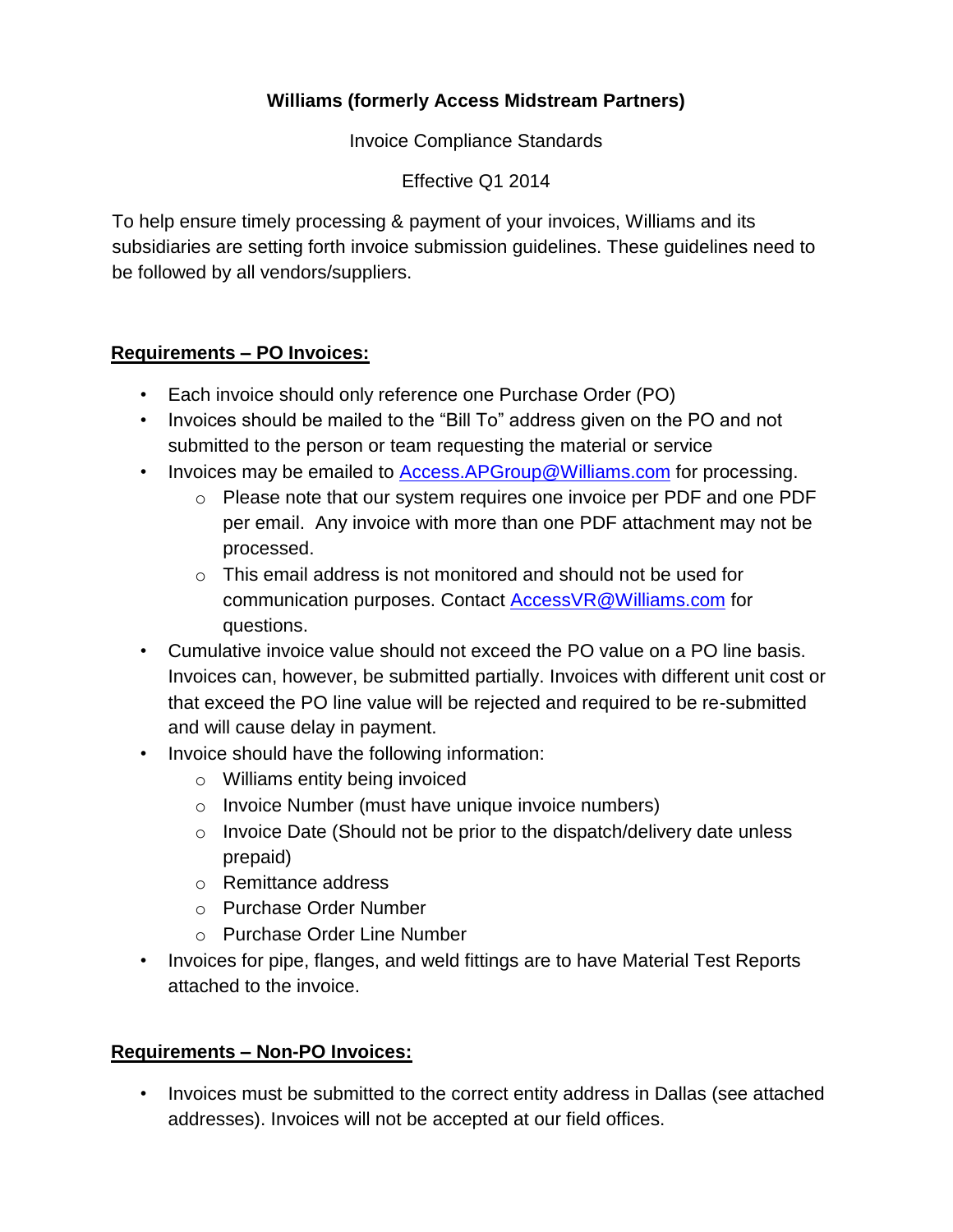# Williams (formerly Access Midstream Partners)

Invoice Compliance Standards

Effective Q1 2014

To help ensure timely processing & payment of your invoices, Williams and its subsidiaries are setting forth invoice submission guidelines. These guidelines need to be followed by all vendors/suppliers.

## Requirements – PO Invoices:

- Each invoice should only reference one Purchase Order (PO)
- Invoices should be mailed to the "Bill To" address given on the PO and not submitted to the person or team requesting the material or service
- Invoices may be emailed to Access.APGroup@Williams.com for processing.
  - Please note that our system requires one invoice per PDF and one PDF per email. Any invoice with more than one PDF attachment may not be processed.
  - This email address is not monitored and should not be used for communication purposes. Contact AccessVR@Williams.com for questions.
- Cumulative invoice value should not exceed the PO value on a PO line basis. Invoices can, however, be submitted partially. Invoices with different unit cost or that exceed the PO line value will be rejected and required to be re-submitted and will cause delay in payment.
- Invoice should have the following information:
  - Williams entity being invoiced
  - Invoice Number (must have unique invoice numbers)
  - Invoice Date (Should not be prior to the dispatch/delivery date unless prepaid)
  - Remittance address
  - Purchase Order Number
  - Purchase Order Line Number
- Invoices for pipe, flanges, and weld fittings are to have Material Test Reports attached to the invoice.

## Requirements – Non-PO Invoices:

- Invoices must be submitted to the correct entity address in Dallas (see attached addresses). Invoices will not be accepted at our field offices.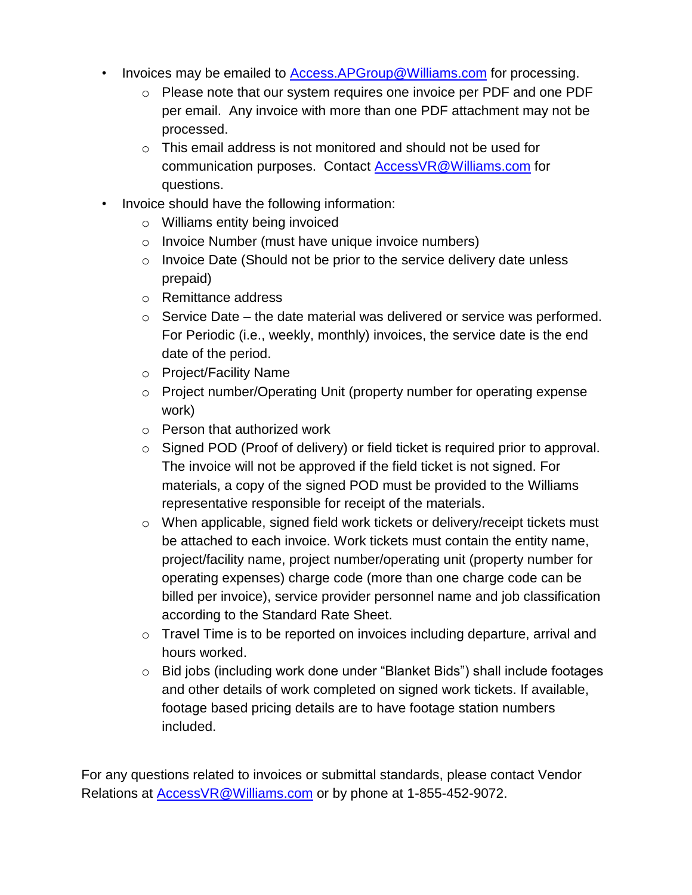- Invoices may be emailed to Access.APGroup@Williams.com for processing.
  - Please note that our system requires one invoice per PDF and one PDF per email. Any invoice with more than one PDF attachment may not be processed.
  - This email address is not monitored and should not be used for communication purposes. Contact AccessVR@Williams.com for questions.
- Invoice should have the following information:
  - Williams entity being invoiced
  - Invoice Number (must have unique invoice numbers)
  - Invoice Date (Should not be prior to the service delivery date unless prepaid)
  - Remittance address
  - Service Date – the date material was delivered or service was performed. For Periodic (i.e., weekly, monthly) invoices, the service date is the end date of the period.
  - Project/Facility Name
  - Project number/Operating Unit (property number for operating expense work)
  - Person that authorized work
  - Signed POD (Proof of delivery) or field ticket is required prior to approval. The invoice will not be approved if the field ticket is not signed. For materials, a copy of the signed POD must be provided to the Williams representative responsible for receipt of the materials.
  - When applicable, signed field work tickets or delivery/receipt tickets must be attached to each invoice. Work tickets must contain the entity name, project/facility name, project number/operating unit (property number for operating expenses) charge code (more than one charge code can be billed per invoice), service provider personnel name and job classification according to the Standard Rate Sheet.
  - Travel Time is to be reported on invoices including departure, arrival and hours worked.
  - Bid jobs (including work done under "Blanket Bids") shall include footages and other details of work completed on signed work tickets. If available, footage based pricing details are to have footage station numbers included.

For any questions related to invoices or submittal standards, please contact Vendor Relations at AccessVR@Williams.com or by phone at 1-855-452-9072.